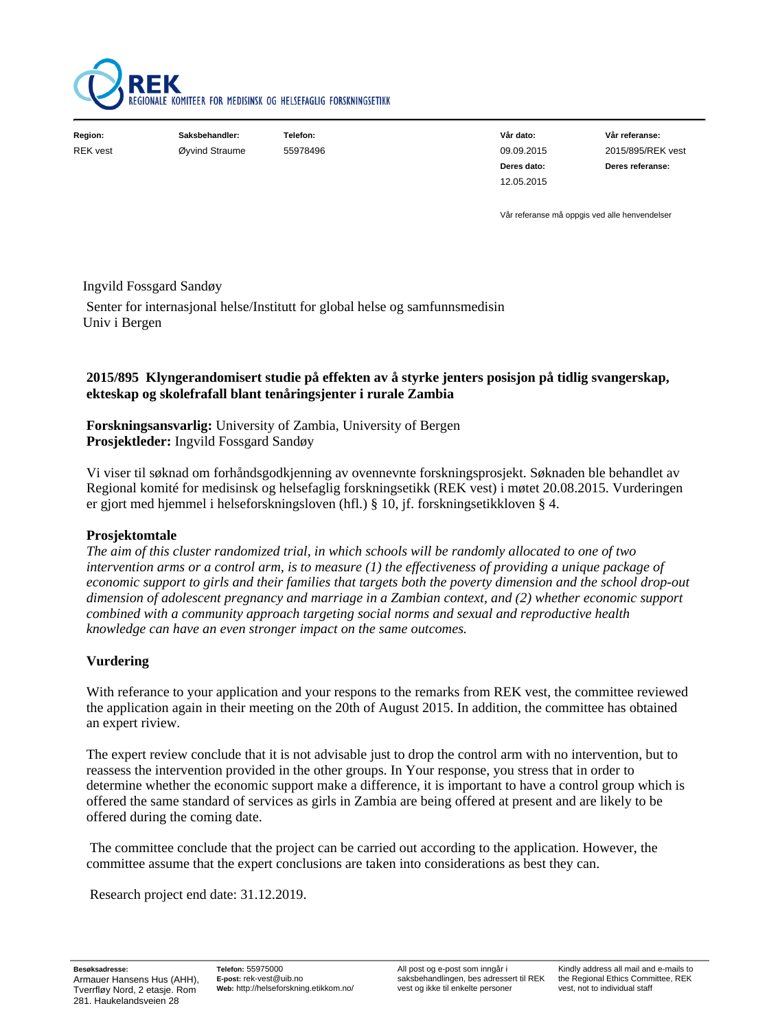**REK**
REGIONALE KOMITEER FOR MEDISINSK OG HELSEFAGLIG FORSKNINGSETIKK

| Region: | Saksbehandler: | Telefon: | Vår dato: | Vår referanse: |
|---|---|---|---|---|
| REK vest | Øyvind Straume | 55978496 | 09.09.2015 | 2015/895/REK vest |
| | | | **Deres dato:** | **Deres referanse:** |
| | | | 12.05.2015 | |

Vår referanse må oppgis ved alle henvendelser

Ingvild Fossgard Sandøy

Senter for internasjonal helse/Institutt for global helse og samfunnsmedisin
Univ i Bergen

**2015/895 Klyngerandomisert studie på effekten av å styrke jenters posisjon på tidlig svangerskap, ekteskap og skolefrafall blant tenåringsjenter i rurale Zambia**

**Forskningsansvarlig:** University of Zambia, University of Bergen
**Prosjektleder:** Ingvild Fossgard Sandøy

Vi viser til søknad om forhåndsgodkjenning av ovennevnte forskningsprosjekt. Søknaden ble behandlet av Regional komité for medisinsk og helsefaglig forskningsetikk (REK vest) i møtet 20.08.2015. Vurderingen er gjort med hjemmel i helseforskningsloven (hfl.) § 10, jf. forskningsetikkloven § 4.

**Prosjektomtale**

*The aim of this cluster randomized trial, in which schools will be randomly allocated to one of two intervention arms or a control arm, is to measure (1) the effectiveness of providing a unique package of economic support to girls and their families that targets both the poverty dimension and the school drop-out dimension of adolescent pregnancy and marriage in a Zambian context, and (2) whether economic support combined with a community approach targeting social norms and sexual and reproductive health knowledge can have an even stronger impact on the same outcomes.*

**Vurdering**

With referance to your application and your respons to the remarks from REK vest, the committee reviewed the application again in their meeting on the 20th of August 2015. In addition, the committee has obtained an expert riview.

The expert review conclude that it is not advisable just to drop the control arm with no intervention, but to reassess the intervention provided in the other groups. In Your response, you stress that in order to determine whether the economic support make a difference, it is important to have a control group which is offered the same standard of services as girls in Zambia are being offered at present and are likely to be offered during the coming date.

The committee conclude that the project can be carried out according to the application. However, the committee assume that the expert conclusions are taken into considerations as best they can.

Research project end date: 31.12.2019.

**Besøksadresse:**
Armauer Hansens Hus (AHH), Tverrfløy Nord, 2 etasje. Rom 281. Haukelandsveien 28

**Telefon:** 55975000
**E-post:** rek-vest@uib.no
**Web:** http://helseforskning.etikkom.no/

All post og e-post som inngår i saksbehandlingen, bes adressert til REK vest og ikke til enkelte personer

Kindly address all mail and e-mails to the Regional Ethics Committee, REK vest, not to individual staff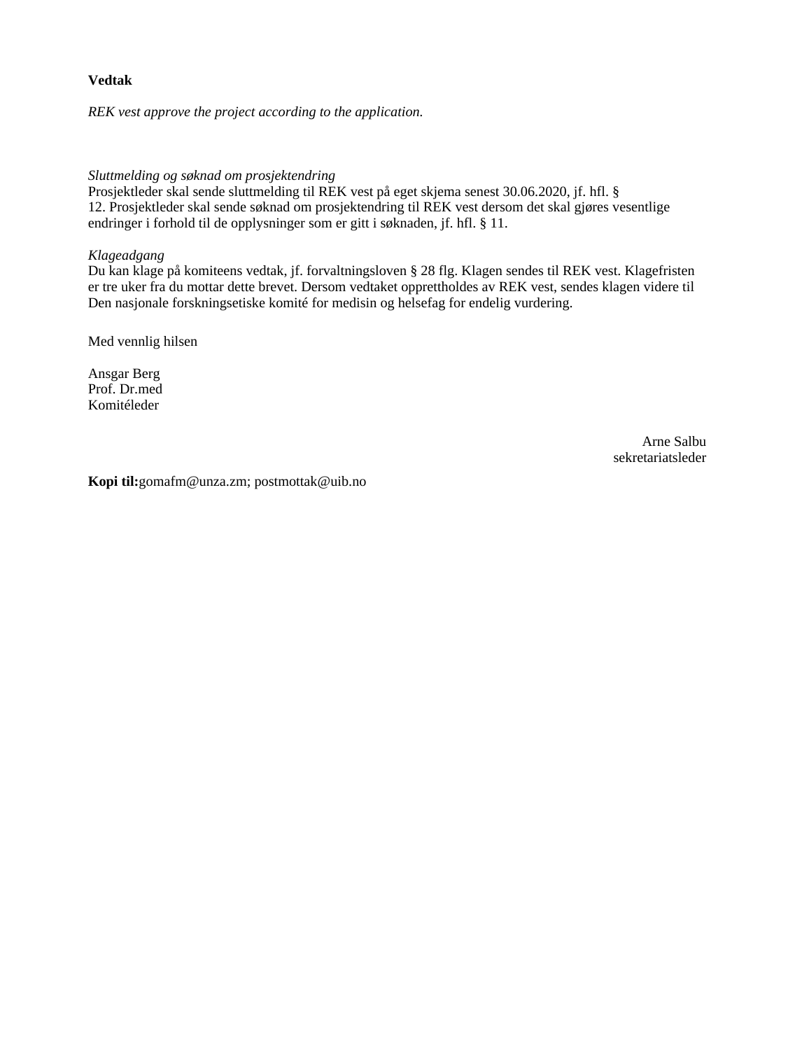**Vedtak**

*REK vest approve the project according to the application.*

*Sluttmelding og søknad om prosjektendring*
Prosjektleder skal sende sluttmelding til REK vest på eget skjema senest 30.06.2020, jf. hfl. § 12. Prosjektleder skal sende søknad om prosjektendring til REK vest dersom det skal gjøres vesentlige endringer i forhold til de opplysninger som er gitt i søknaden, jf. hfl. § 11.

*Klageadgang*
Du kan klage på komiteens vedtak, jf. forvaltningsloven § 28 flg. Klagen sendes til REK vest. Klagefristen er tre uker fra du mottar dette brevet. Dersom vedtaket opprettholdes av REK vest, sendes klagen videre til Den nasjonale forskningsetiske komité for medisin og helsefag for endelig vurdering.

Med vennlig hilsen

Ansgar Berg
Prof. Dr.med
Komitéleder

Arne Salbu
sekretariatsleder

**Kopi til:** gomafm@unza.zm; postmottak@uib.no